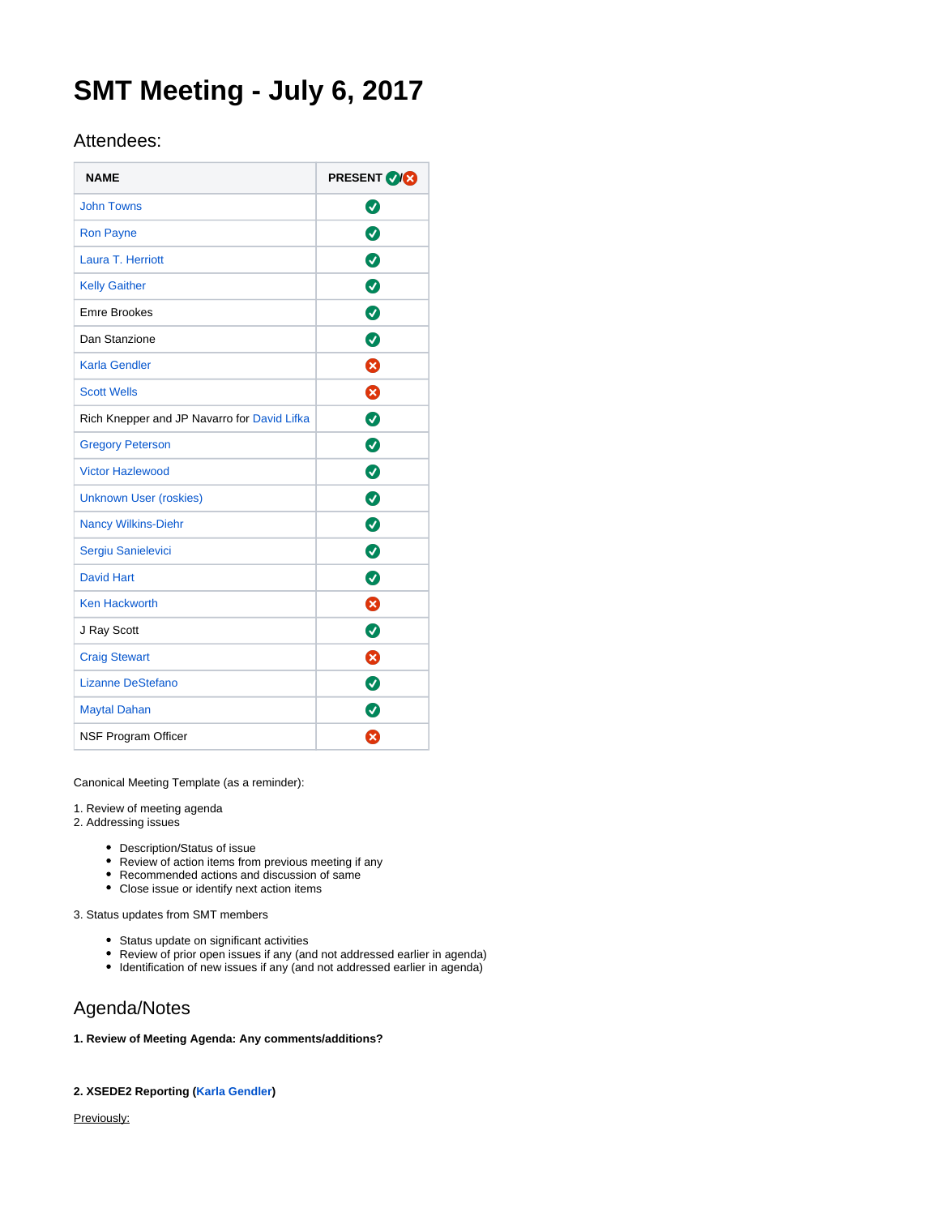# SMT Meeting - July 6, 2017

## Attendees:

| NAME | PRESENT ✅/❌ |
|---|---|
| John Towns | ✅ |
| Ron Payne | ✅ |
| Laura T. Herriott | ✅ |
| Kelly Gaither | ✅ |
| Emre Brookes | ✅ |
| Dan Stanzione | ✅ |
| Karla Gendler | ❌ |
| Scott Wells | ❌ |
| Rich Knepper and JP Navarro for David Lifka | ✅ |
| Gregory Peterson | ✅ |
| Victor Hazlewood | ✅ |
| Unknown User (roskies) | ✅ |
| Nancy Wilkins-Diehr | ✅ |
| Sergiu Sanielevici | ✅ |
| David Hart | ✅ |
| Ken Hackworth | ❌ |
| J Ray Scott | ✅ |
| Craig Stewart | ❌ |
| Lizanne DeStefano | ✅ |
| Maytal Dahan | ✅ |
| NSF Program Officer | ❌ |

Canonical Meeting Template (as a reminder):

1. Review of meeting agenda
2. Addressing issues
   - Description/Status of issue
   - Review of action items from previous meeting if any
   - Recommended actions and discussion of same
   - Close issue or identify next action items
3. Status updates from SMT members
   - Status update on significant activities
   - Review of prior open issues if any (and not addressed earlier in agenda)
   - Identification of new issues if any (and not addressed earlier in agenda)

## Agenda/Notes

**1. Review of Meeting Agenda: Any comments/additions?**

**2. XSEDE2 Reporting (Karla Gendler)**

Previously: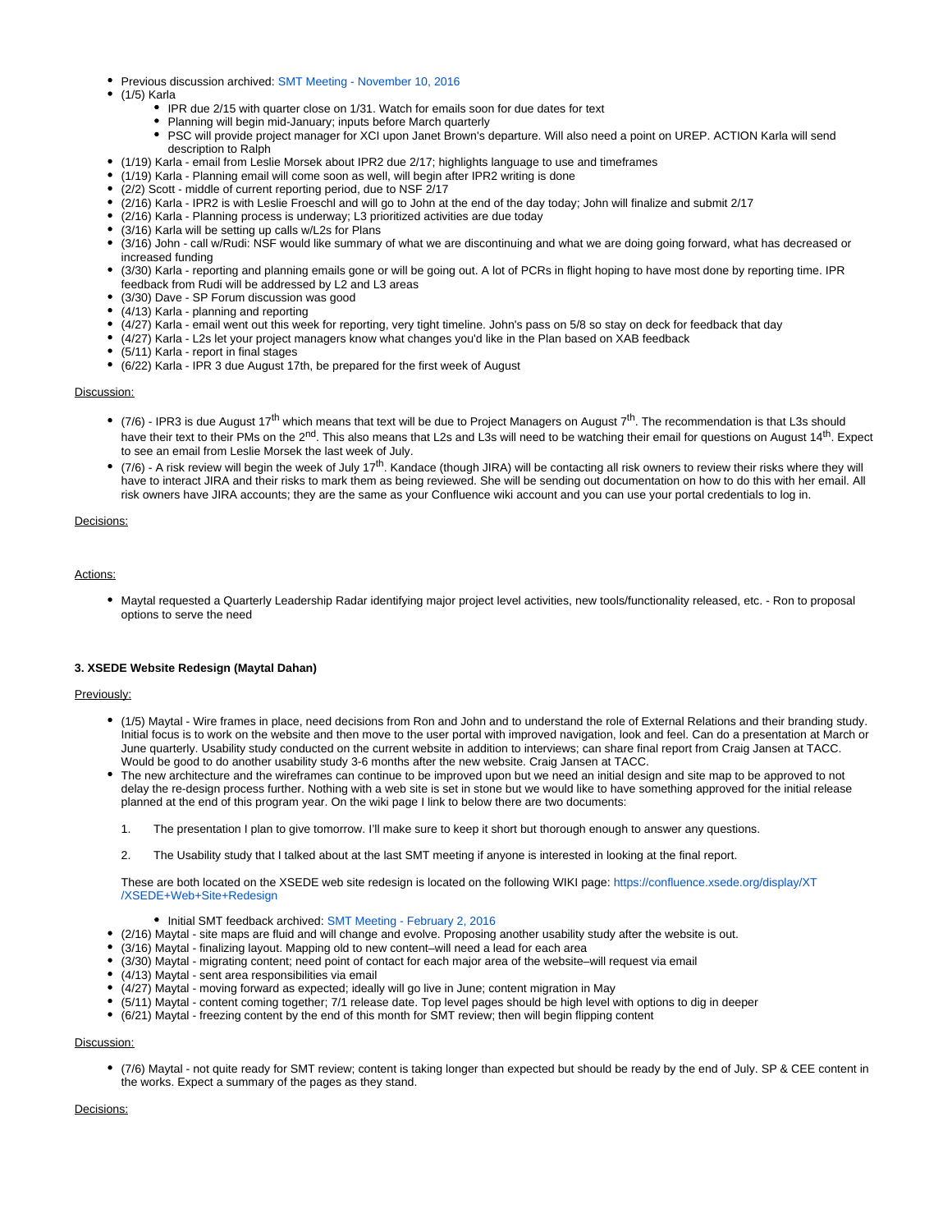- Previous discussion archived: SMT Meeting - November 10, 2016
- (1/5) Karla
  - IPR due 2/15 with quarter close on 1/31. Watch for emails soon for due dates for text
  - Planning will begin mid-January; inputs before March quarterly
  - PSC will provide project manager for XCI upon Janet Brown's departure. Will also need a point on UREP. ACTION Karla will send description to Ralph
- (1/19) Karla - email from Leslie Morsek about IPR2 due 2/17; highlights language to use and timeframes
- (1/19) Karla - Planning email will come soon as well, will begin after IPR2 writing is done
- (2/2) Scott - middle of current reporting period, due to NSF 2/17
- (2/16) Karla - IPR2 is with Leslie Froeschl and will go to John at the end of the day today; John will finalize and submit 2/17
- (2/16) Karla - Planning process is underway; L3 prioritized activities are due today
- (3/16) Karla will be setting up calls w/L2s for Plans
- (3/16) John - call w/Rudi: NSF would like summary of what we are discontinuing and what we are doing going forward, what has decreased or increased funding
- (3/30) Karla - reporting and planning emails gone or will be going out. A lot of PCRs in flight hoping to have most done by reporting time. IPR feedback from Rudi will be addressed by L2 and L3 areas
- (3/30) Dave - SP Forum discussion was good
- (4/13) Karla - planning and reporting
- (4/27) Karla - email went out this week for reporting, very tight timeline. John's pass on 5/8 so stay on deck for feedback that day
- (4/27) Karla - L2s let your project managers know what changes you'd like in the Plan based on XAB feedback
- (5/11) Karla - report in final stages
- (6/22) Karla - IPR 3 due August 17th, be prepared for the first week of August

Discussion:

- (7/6) - IPR3 is due August 17th which means that text will be due to Project Managers on August 7th. The recommendation is that L3s should have their text to their PMs on the 2nd. This also means that L2s and L3s will need to be watching their email for questions on August 14th. Expect to see an email from Leslie Morsek the last week of July.
- (7/6) - A risk review will begin the week of July 17th. Kandace (though JIRA) will be contacting all risk owners to review their risks where they will have to interact JIRA and their risks to mark them as being reviewed. She will be sending out documentation on how to do this with her email. All risk owners have JIRA accounts; they are the same as your Confluence wiki account and you can use your portal credentials to log in.

Decisions:

Actions:

- Maytal requested a Quarterly Leadership Radar identifying major project level activities, new tools/functionality released, etc. - Ron to proposal options to serve the need

**3. XSEDE Website Redesign (Maytal Dahan)**

Previously:

- (1/5) Maytal - Wire frames in place, need decisions from Ron and John and to understand the role of External Relations and their branding study. Initial focus is to work on the website and then move to the user portal with improved navigation, look and feel. Can do a presentation at March or June quarterly. Usability study conducted on the current website in addition to interviews; can share final report from Craig Jansen at TACC. Would be good to do another usability study 3-6 months after the new website. Craig Jansen at TACC.
- The new architecture and the wireframes can continue to be improved upon but we need an initial design and site map to be approved to not delay the re-design process further. Nothing with a web site is set in stone but we would like to have something approved for the initial release planned at the end of this program year. On the wiki page I link to below there are two documents:

  1. The presentation I plan to give tomorrow. I'll make sure to keep it short but thorough enough to answer any questions.

  2. The Usability study that I talked about at the last SMT meeting if anyone is interested in looking at the final report.

  These are both located on the XSEDE web site redesign is located on the following WIKI page: https://confluence.xsede.org/display/XT/XSEDE+Web+Site+Redesign

  - Initial SMT feedback archived: SMT Meeting - February 2, 2016
- (2/16) Maytal - site maps are fluid and will change and evolve. Proposing another usability study after the website is out.
- (3/16) Maytal - finalizing layout. Mapping old to new content–will need a lead for each area
- (3/30) Maytal - migrating content; need point of contact for each major area of the website–will request via email
- (4/13) Maytal - sent area responsibilities via email
- (4/27) Maytal - moving forward as expected; ideally will go live in June; content migration in May
- (5/11) Maytal - content coming together; 7/1 release date. Top level pages should be high level with options to dig in deeper
- (6/21) Maytal - freezing content by the end of this month for SMT review; then will begin flipping content

Discussion:

- (7/6) Maytal - not quite ready for SMT review; content is taking longer than expected but should be ready by the end of July. SP & CEE content in the works. Expect a summary of the pages as they stand.

Decisions: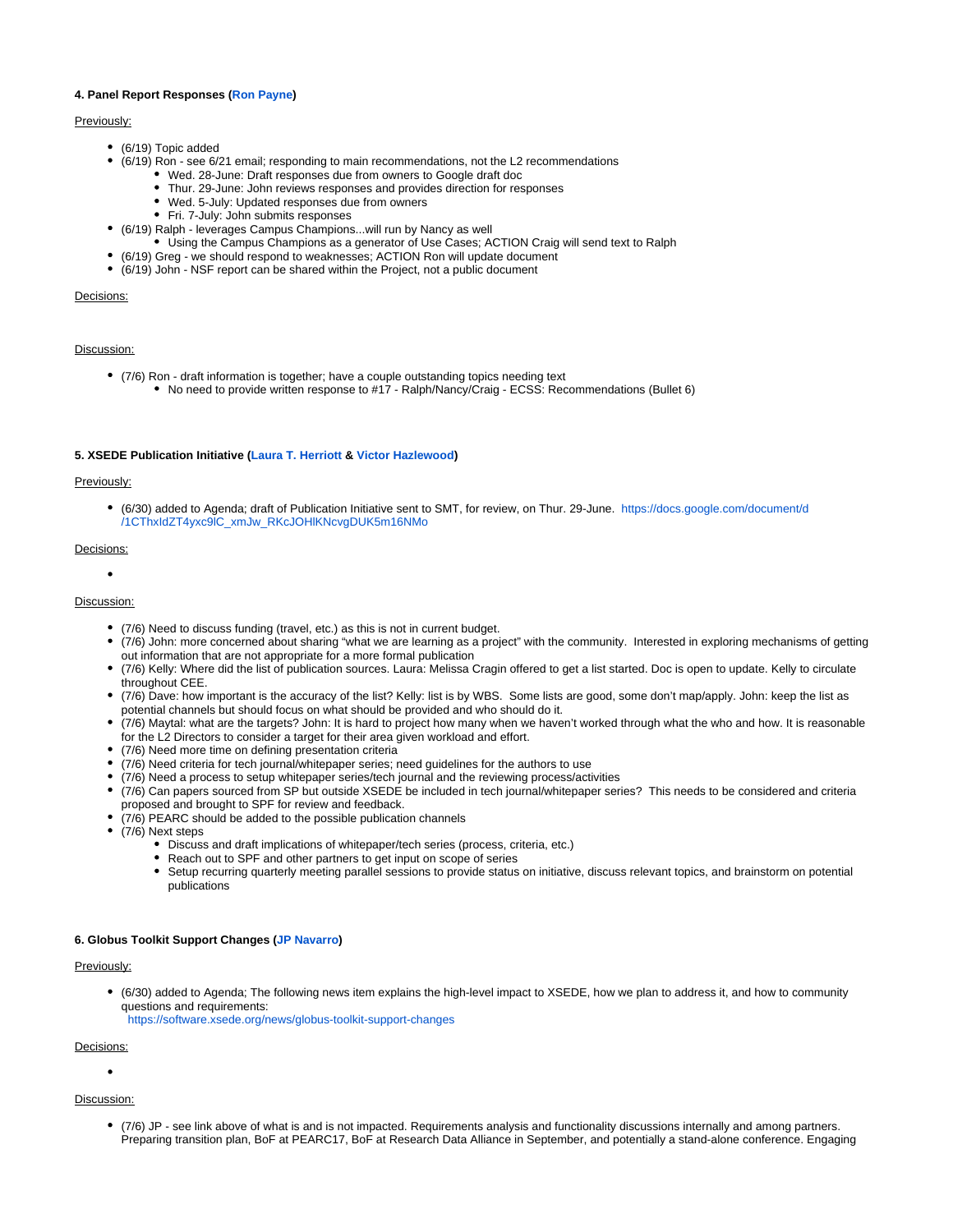**4. Panel Report Responses (Ron Payne)**

Previously:

- (6/19) Topic added
- (6/19) Ron - see 6/21 email; responding to main recommendations, not the L2 recommendations
  - Wed. 28-June: Draft responses due from owners to Google draft doc
  - Thur. 29-June: John reviews responses and provides direction for responses
  - Wed. 5-July: Updated responses due from owners
  - Fri. 7-July: John submits responses
- (6/19) Ralph - leverages Campus Champions...will run by Nancy as well
  - Using the Campus Champions as a generator of Use Cases; ACTION Craig will send text to Ralph
- (6/19) Greg - we should respond to weaknesses; ACTION Ron will update document
- (6/19) John - NSF report can be shared within the Project, not a public document

Decisions:

Discussion:

- (7/6) Ron - draft information is together; have a couple outstanding topics needing text
  - No need to provide written response to #17 - Ralph/Nancy/Craig - ECSS: Recommendations (Bullet 6)

**5. XSEDE Publication Initiative (Laura T. Herriott & Victor Hazlewood)**

Previously:

- (6/30) added to Agenda; draft of Publication Initiative sent to SMT, for review, on Thur. 29-June. https://docs.google.com/document/d/1CThxIdZT4yxc9lC_xmJw_RKcJOHlKNcvgDUK5m16NMo

Decisions:

- 

Discussion:

- (7/6) Need to discuss funding (travel, etc.) as this is not in current budget.
- (7/6) John: more concerned about sharing "what we are learning as a project" with the community. Interested in exploring mechanisms of getting out information that are not appropriate for a more formal publication
- (7/6) Kelly: Where did the list of publication sources. Laura: Melissa Cragin offered to get a list started. Doc is open to update. Kelly to circulate throughout CEE.
- (7/6) Dave: how important is the accuracy of the list? Kelly: list is by WBS. Some lists are good, some don't map/apply. John: keep the list as potential channels but should focus on what should be provided and who should do it.
- (7/6) Maytal: what are the targets? John: It is hard to project how many when we haven't worked through what the who and how. It is reasonable for the L2 Directors to consider a target for their area given workload and effort.
- (7/6) Need more time on defining presentation criteria
- (7/6) Need criteria for tech journal/whitepaper series; need guidelines for the authors to use
- (7/6) Need a process to setup whitepaper series/tech journal and the reviewing process/activities
- (7/6) Can papers sourced from SP but outside XSEDE be included in tech journal/whitepaper series? This needs to be considered and criteria proposed and brought to SPF for review and feedback.
- (7/6) PEARC should be added to the possible publication channels
- (7/6) Next steps
  - Discuss and draft implications of whitepaper/tech series (process, criteria, etc.)
  - Reach out to SPF and other partners to get input on scope of series
  - Setup recurring quarterly meeting parallel sessions to provide status on initiative, discuss relevant topics, and brainstorm on potential publications

**6. Globus Toolkit Support Changes (JP Navarro)**

Previously:

- (6/30) added to Agenda; The following news item explains the high-level impact to XSEDE, how we plan to address it, and how to community questions and requirements:
  https://software.xsede.org/news/globus-toolkit-support-changes

Decisions:

- 

Discussion:

- (7/6) JP - see link above of what is and is not impacted. Requirements analysis and functionality discussions internally and among partners. Preparing transition plan, BoF at PEARC17, BoF at Research Data Alliance in September, and potentially a stand-alone conference. Engaging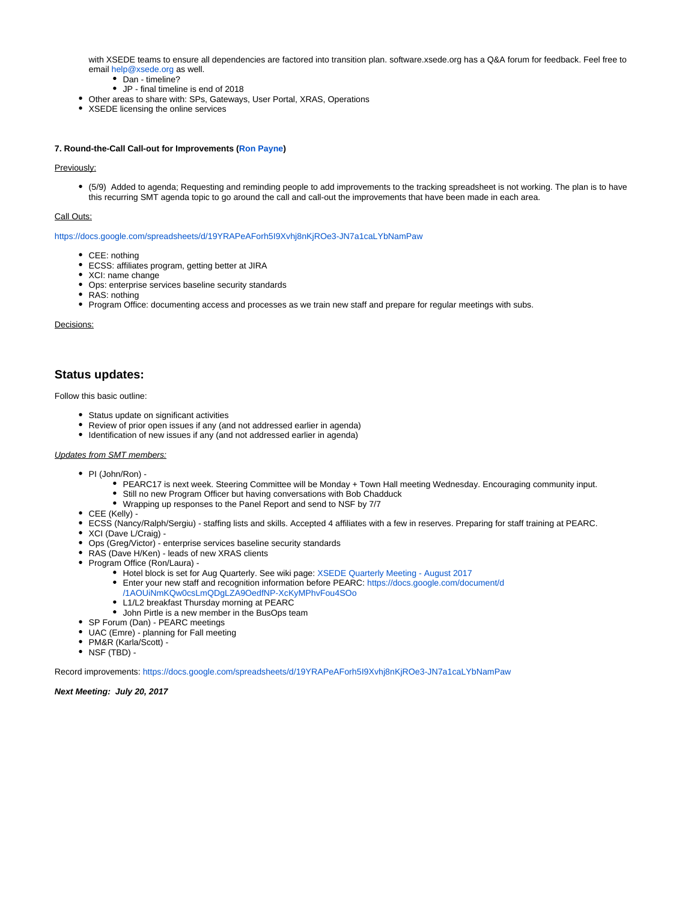with XSEDE teams to ensure all dependencies are factored into transition plan. software.xsede.org has a Q&A forum for feedback. Feel free to email help@xsede.org as well.
    - Dan - timeline?
    - JP - final timeline is end of 2018
- Other areas to share with: SPs, Gateways, User Portal, XRAS, Operations
- XSEDE licensing the online services

**7. Round-the-Call Call-out for Improvements (Ron Payne)**

Previously:

- (5/9) Added to agenda; Requesting and reminding people to add improvements to the tracking spreadsheet is not working. The plan is to have this recurring SMT agenda topic to go around the call and call-out the improvements that have been made in each area.

Call Outs:

https://docs.google.com/spreadsheets/d/19YRAPeAForh5I9Xvhj8nKjROe3-JN7a1caLYbNamPaw

- CEE: nothing
- ECSS: affiliates program, getting better at JIRA
- XCI: name change
- Ops: enterprise services baseline security standards
- RAS: nothing
- Program Office: documenting access and processes as we train new staff and prepare for regular meetings with subs.

Decisions:

## Status updates:

Follow this basic outline:

- Status update on significant activities
- Review of prior open issues if any (and not addressed earlier in agenda)
- Identification of new issues if any (and not addressed earlier in agenda)

*Updates from SMT members:*

- PI (John/Ron) -
    - PEARC17 is next week. Steering Committee will be Monday + Town Hall meeting Wednesday. Encouraging community input.
    - Still no new Program Officer but having conversations with Bob Chadduck
    - Wrapping up responses to the Panel Report and send to NSF by 7/7
- CEE (Kelly) -
- ECSS (Nancy/Ralph/Sergiu) - staffing lists and skills. Accepted 4 affiliates with a few in reserves. Preparing for staff training at PEARC.
- XCI (Dave L/Craig) -
- Ops (Greg/Victor) - enterprise services baseline security standards
- RAS (Dave H/Ken) - leads of new XRAS clients
- Program Office (Ron/Laura) -
    - Hotel block is set for Aug Quarterly. See wiki page: XSEDE Quarterly Meeting - August 2017
    - Enter your new staff and recognition information before PEARC: https://docs.google.com/document/d/1AOUiNmKQw0csLmQDgLZA9OedfNP-XcKyMPhvFou4SOo
    - L1/L2 breakfast Thursday morning at PEARC
    - John Pirtle is a new member in the BusOps team
- SP Forum (Dan) - PEARC meetings
- UAC (Emre) - planning for Fall meeting
- PM&R (Karla/Scott) -
- NSF (TBD) -

Record improvements: https://docs.google.com/spreadsheets/d/19YRAPeAForh5I9Xvhj8nKjROe3-JN7a1caLYbNamPaw

***Next Meeting: July 20, 2017***